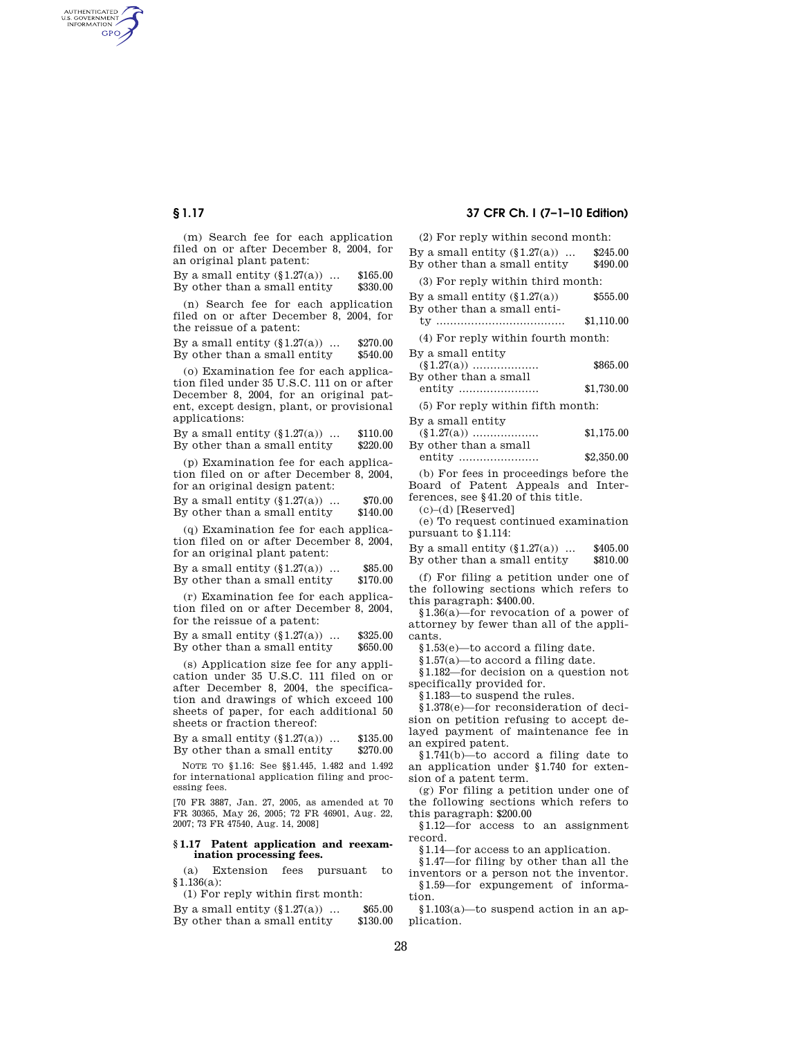(m) Search fee for each application filed on or after December 8, 2004, for an original plant patent:

By a small entity (§1.27(a)) ... $165.00
By other than a small entity $330.00

(n) Search fee for each application filed on or after December 8, 2004, for the reissue of a patent:

By a small entity (§1.27(a)) ... $270.00
By other than a small entity $540.00

(o) Examination fee for each application filed under 35 U.S.C. 111 on or after December 8, 2004, for an original patent, except design, plant, or provisional applications:

By a small entity (§1.27(a)) ... $110.00
By other than a small entity $220.00

(p) Examination fee for each application filed on or after December 8, 2004, for an original design patent:

By a small entity (§1.27(a)) ... $70.00
By other than a small entity $140.00

(q) Examination fee for each application filed on or after December 8, 2004, for an original plant patent:

By a small entity (§1.27(a)) ... $85.00
By other than a small entity $170.00

(r) Examination fee for each application filed on or after December 8, 2004, for the reissue of a patent:

By a small entity (§1.27(a)) ... $325.00
By other than a small entity $650.00

(s) Application size fee for any application under 35 U.S.C. 111 filed on or after December 8, 2004, the specification and drawings of which exceed 100 sheets of paper, for each additional 50 sheets or fraction thereof:

By a small entity (§1.27(a)) ... $135.00
By other than a small entity $270.00

NOTE TO §1.16: See §§1.445, 1.482 and 1.492 for international application filing and processing fees.

[70 FR 3887, Jan. 27, 2005, as amended at 70 FR 30365, May 26, 2005; 72 FR 46901, Aug. 22, 2007; 73 FR 47540, Aug. 14, 2008]

### §1.17 Patent application and reexamination processing fees.

(a) Extension fees pursuant to §1.136(a):

(1) For reply within first month:

By a small entity (§1.27(a)) ... $65.00
By other than a small entity $130.00

(2) For reply within second month:

By a small entity (§1.27(a)) ... $245.00
By other than a small entity $490.00

(3) For reply within third month:

By a small entity (§1.27(a)) $555.00
By other than a small entity ..................................... $1,110.00

(4) For reply within fourth month:

By a small entity (§1.27(a)) ................... $865.00
By other than a small entity ....................... $1,730.00

(5) For reply within fifth month:

By a small entity (§1.27(a)) ................... $1,175.00
By other than a small entity ....................... $2,350.00

(b) For fees in proceedings before the Board of Patent Appeals and Interferences, see §41.20 of this title.

(c)–(d) [Reserved]

(e) To request continued examination pursuant to §1.114:

By a small entity (§1.27(a)) ... $405.00
By other than a small entity $810.00

(f) For filing a petition under one of the following sections which refers to this paragraph: $400.00.

§1.36(a)—for revocation of a power of attorney by fewer than all of the applicants.

§1.53(e)—to accord a filing date.

§1.57(a)—to accord a filing date.

§1.182—for decision on a question not specifically provided for.

§1.183—to suspend the rules.

§1.378(e)—for reconsideration of decision on petition refusing to accept delayed payment of maintenance fee in an expired patent.

§1.741(b)—to accord a filing date to an application under §1.740 for extension of a patent term.

(g) For filing a petition under one of the following sections which refers to this paragraph: $200.00

§1.12—for access to an assignment record.

§1.14—for access to an application.

§1.47—for filing by other than all the inventors or a person not the inventor.

§1.59—for expungement of information.

§1.103(a)—to suspend action in an application.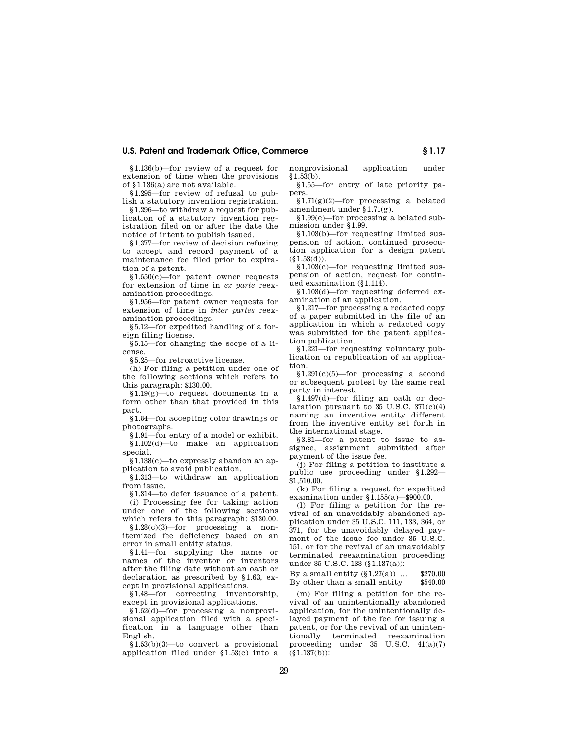§1.136(b)—for review of a request for extension of time when the provisions of §1.136(a) are not available.

§1.295—for review of refusal to publish a statutory invention registration.

§1.296—to withdraw a request for publication of a statutory invention registration filed on or after the date the notice of intent to publish issued.

§1.377—for review of decision refusing to accept and record payment of a maintenance fee filed prior to expiration of a patent.

§1.550(c)—for patent owner requests for extension of time in *ex parte* reexamination proceedings.

§1.956—for patent owner requests for extension of time in *inter partes* reexamination proceedings.

§5.12—for expedited handling of a foreign filing license.

§5.15—for changing the scope of a license.

§5.25—for retroactive license.

(h) For filing a petition under one of the following sections which refers to this paragraph: $130.00.

§1.19(g)—to request documents in a form other than that provided in this part.

§1.84—for accepting color drawings or photographs.

§1.91—for entry of a model or exhibit.

§1.102(d)—to make an application special.

§1.138(c)—to expressly abandon an application to avoid publication.

§1.313—to withdraw an application from issue.

§1.314—to defer issuance of a patent.

(i) Processing fee for taking action under one of the following sections which refers to this paragraph: $130.00.

§1.28(c)(3)—for processing a non-itemized fee deficiency based on an error in small entity status.

§1.41—for supplying the name or names of the inventor or inventors after the filing date without an oath or declaration as prescribed by §1.63, except in provisional applications.

§1.48—for correcting inventorship, except in provisional applications.

§1.52(d)—for processing a nonprovisional application filed with a specification in a language other than English.

§1.53(b)(3)—to convert a provisional application filed under §1.53(c) into a nonprovisional application under §1.53(b).

§1.55—for entry of late priority papers.

§1.71(g)(2)—for processing a belated amendment under §1.71(g).

§1.99(e)—for processing a belated submission under §1.99.

§1.103(b)—for requesting limited suspension of action, continued prosecution application for a design patent (§1.53(d)).

§1.103(c)—for requesting limited suspension of action, request for continued examination (§1.114).

§1.103(d)—for requesting deferred examination of an application.

§1.217—for processing a redacted copy of a paper submitted in the file of an application in which a redacted copy was submitted for the patent application publication.

§1.221—for requesting voluntary publication or republication of an application.

§1.291(c)(5)—for processing a second or subsequent protest by the same real party in interest.

§1.497(d)—for filing an oath or declaration pursuant to 35 U.S.C. 371(c)(4) naming an inventive entity different from the inventive entity set forth in the international stage.

§3.81—for a patent to issue to assignee, assignment submitted after payment of the issue fee.

(j) For filing a petition to institute a public use proceeding under §1.292—$1,510.00.

(k) For filing a request for expedited examination under §1.155(a)—$900.00.

(l) For filing a petition for the revival of an unavoidably abandoned application under 35 U.S.C. 111, 133, 364, or 371, for the unavoidably delayed payment of the issue fee under 35 U.S.C. 151, or for the revival of an unavoidably terminated reexamination proceeding under 35 U.S.C. 133 (§1.137(a)):

| | |
|---|---|
| By a small entity (§1.27(a)) ... | $270.00 |
| By other than a small entity | $540.00 |

(m) For filing a petition for the revival of an unintentionally abandoned application, for the unintentionally delayed payment of the fee for issuing a patent, or for the revival of an unintentionally terminated reexamination proceeding under 35 U.S.C. 41(a)(7) (§1.137(b)):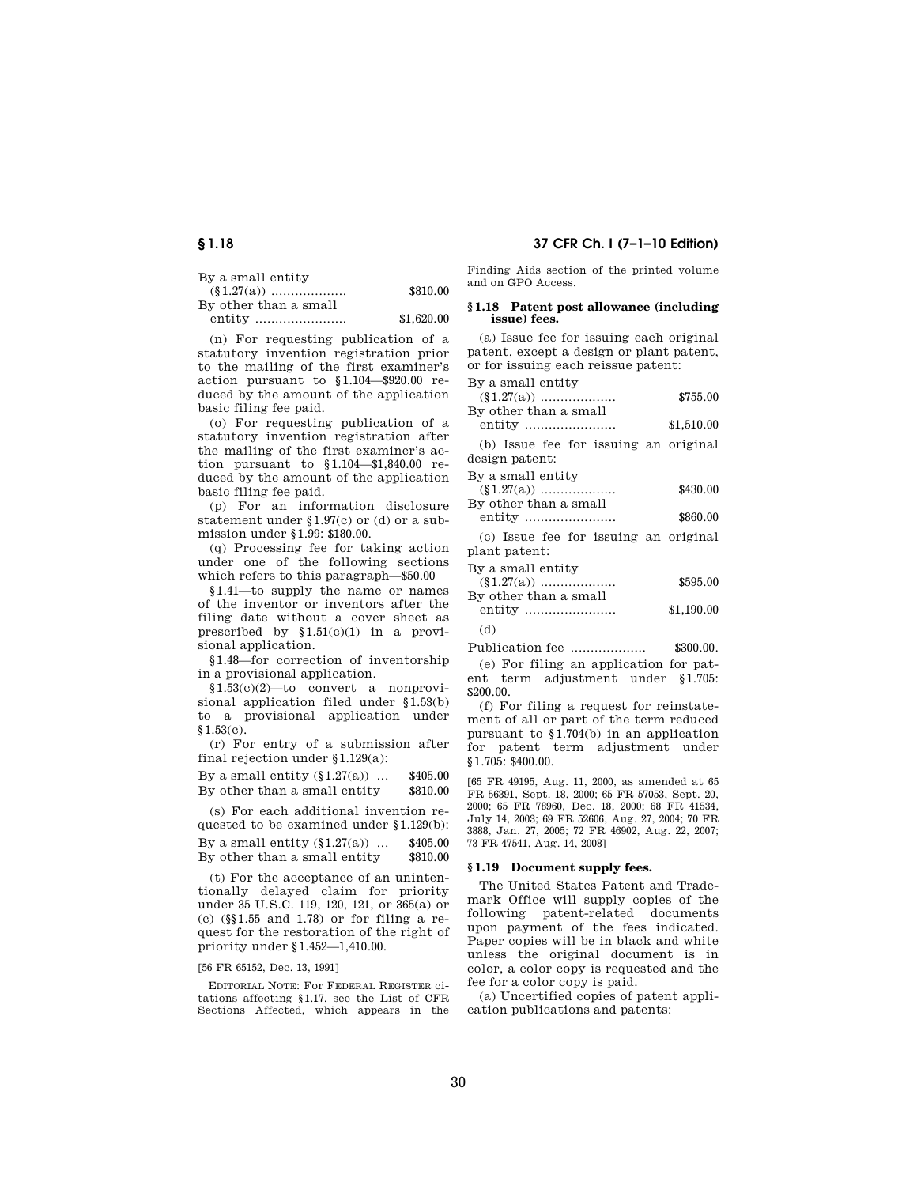| | |
|---|---|
| By a small entity (§1.27(a)) ................... | $810.00 |
| By other than a small entity ....................... | $1,620.00 |

(n) For requesting publication of a statutory invention registration prior to the mailing of the first examiner's action pursuant to §1.104—$920.00 reduced by the amount of the application basic filing fee paid.

(o) For requesting publication of a statutory invention registration after the mailing of the first examiner's action pursuant to §1.104—$1,840.00 reduced by the amount of the application basic filing fee paid.

(p) For an information disclosure statement under §1.97(c) or (d) or a submission under §1.99: $180.00.

(q) Processing fee for taking action under one of the following sections which refers to this paragraph—$50.00

§1.41—to supply the name or names of the inventor or inventors after the filing date without a cover sheet as prescribed by §1.51(c)(1) in a provisional application.

§1.48—for correction of inventorship in a provisional application.

§1.53(c)(2)—to convert a nonprovisional application filed under §1.53(b) to a provisional application under §1.53(c).

(r) For entry of a submission after final rejection under §1.129(a):

| | |
|---|---|
| By a small entity (§1.27(a)) ... | $405.00 |
| By other than a small entity | $810.00 |

(s) For each additional invention requested to be examined under §1.129(b):

| | |
|---|---|
| By a small entity (§1.27(a)) ... | $405.00 |
| By other than a small entity | $810.00 |

(t) For the acceptance of an unintentionally delayed claim for priority under 35 U.S.C. 119, 120, 121, or 365(a) or (c) (§§1.55 and 1.78) or for filing a request for the restoration of the right of priority under §1.452—1,410.00.

[56 FR 65152, Dec. 13, 1991]

EDITORIAL NOTE: For FEDERAL REGISTER citations affecting §1.17, see the List of CFR Sections Affected, which appears in the Finding Aids section of the printed volume and on GPO Access.

### §1.18 Patent post allowance (including issue) fees.

(a) Issue fee for issuing each original patent, except a design or plant patent, or for issuing each reissue patent:

| | |
|---|---|
| By a small entity (§1.27(a)) ................... | $755.00 |
| By other than a small entity ....................... | $1,510.00 |

(b) Issue fee for issuing an original design patent:

| | |
|---|---|
| By a small entity (§1.27(a)) ................... | $430.00 |
| By other than a small entity ....................... | $860.00 |

(c) Issue fee for issuing an original plant patent:

| | |
|---|---|
| By a small entity (§1.27(a)) ................... | $595.00 |
| By other than a small entity ....................... | $1,190.00 |

(d)

| | |
|---|---|
| Publication fee ................... | $300.00. |

(e) For filing an application for patent term adjustment under §1.705: $200.00.

(f) For filing a request for reinstatement of all or part of the term reduced pursuant to §1.704(b) in an application for patent term adjustment under §1.705: $400.00.

[65 FR 49195, Aug. 11, 2000, as amended at 65 FR 56391, Sept. 18, 2000; 65 FR 57053, Sept. 20, 2000; 65 FR 78960, Dec. 18, 2000; 68 FR 41534, July 14, 2003; 69 FR 52606, Aug. 27, 2004; 70 FR 3888, Jan. 27, 2005; 72 FR 46902, Aug. 22, 2007; 73 FR 47541, Aug. 14, 2008]

### §1.19 Document supply fees.

The United States Patent and Trademark Office will supply copies of the following patent-related documents upon payment of the fees indicated. Paper copies will be in black and white unless the original document is in color, a color copy is requested and the fee for a color copy is paid.

(a) Uncertified copies of patent application publications and patents: